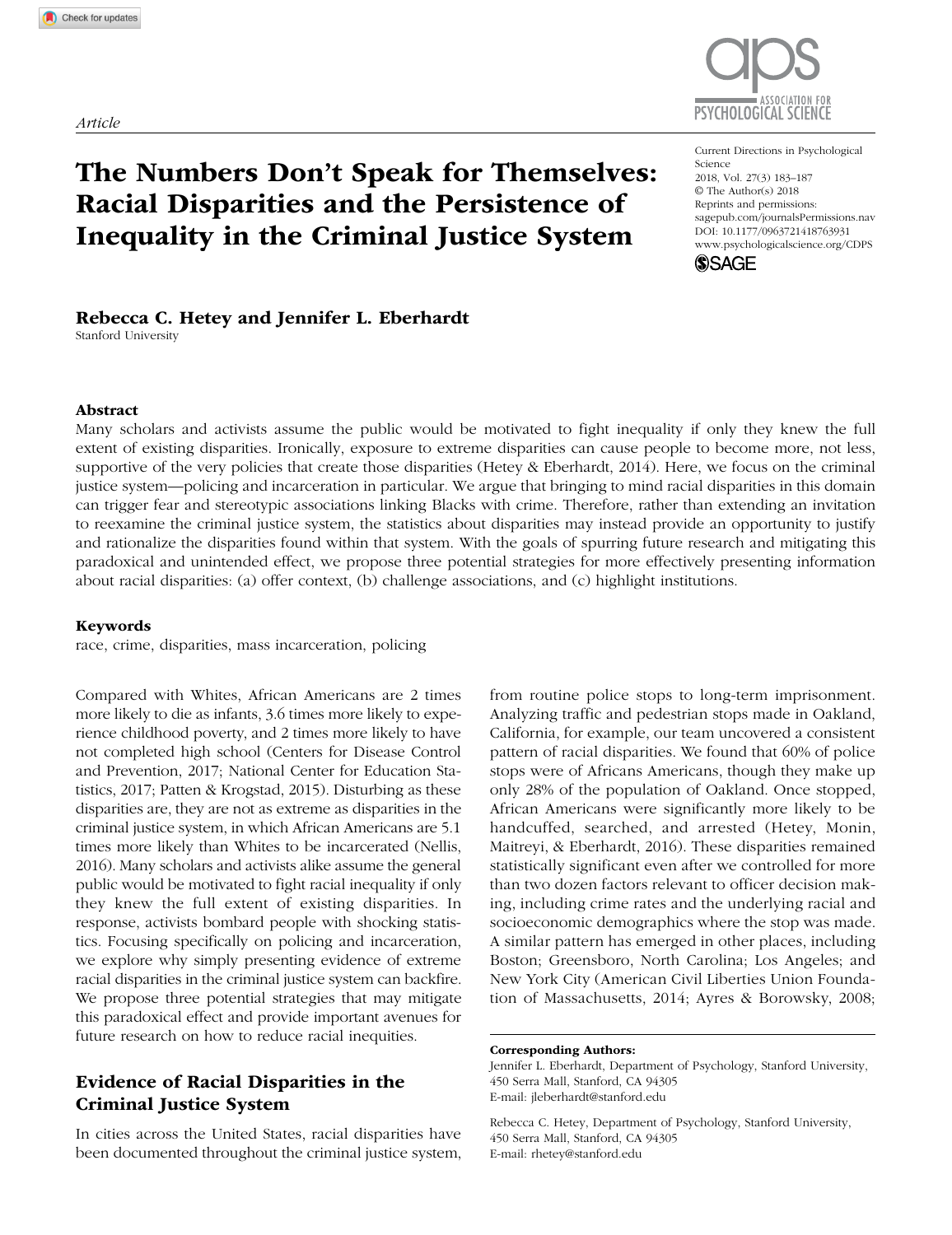*Article*

# The Numbers Don't Speak for Themselves: Racial Disparities and the Persistence of Inequality in the Criminal Justice System

Current Directions in Psychological Science
2018, Vol. 27(3) 183–187
© The Author(s) 2018
Reprints and permissions: sagepub.com/journalsPermissions.nav
DOI: 10.1177/0963721418763931
www.psychologicalscience.org/CDPS

**Rebecca C. Hetey and Jennifer L. Eberhardt**
Stanford University

### Abstract

Many scholars and activists assume the public would be motivated to fight inequality if only they knew the full extent of existing disparities. Ironically, exposure to extreme disparities can cause people to become more, not less, supportive of the very policies that create those disparities (Hetey & Eberhardt, 2014). Here, we focus on the criminal justice system—policing and incarceration in particular. We argue that bringing to mind racial disparities in this domain can trigger fear and stereotypic associations linking Blacks with crime. Therefore, rather than extending an invitation to reexamine the criminal justice system, the statistics about disparities may instead provide an opportunity to justify and rationalize the disparities found within that system. With the goals of spurring future research and mitigating this paradoxical and unintended effect, we propose three potential strategies for more effectively presenting information about racial disparities: (a) offer context, (b) challenge associations, and (c) highlight institutions.

### Keywords

race, crime, disparities, mass incarceration, policing

Compared with Whites, African Americans are 2 times more likely to die as infants, 3.6 times more likely to experience childhood poverty, and 2 times more likely to have not completed high school (Centers for Disease Control and Prevention, 2017; National Center for Education Statistics, 2017; Patten & Krogstad, 2015). Disturbing as these disparities are, they are not as extreme as disparities in the criminal justice system, in which African Americans are 5.1 times more likely than Whites to be incarcerated (Nellis, 2016). Many scholars and activists alike assume the general public would be motivated to fight racial inequality if only they knew the full extent of existing disparities. In response, activists bombard people with shocking statistics. Focusing specifically on policing and incarceration, we explore why simply presenting evidence of extreme racial disparities in the criminal justice system can backfire. We propose three potential strategies that may mitigate this paradoxical effect and provide important avenues for future research on how to reduce racial inequities.

## Evidence of Racial Disparities in the Criminal Justice System

In cities across the United States, racial disparities have been documented throughout the criminal justice system, from routine police stops to long-term imprisonment. Analyzing traffic and pedestrian stops made in Oakland, California, for example, our team uncovered a consistent pattern of racial disparities. We found that 60% of police stops were of Africans Americans, though they make up only 28% of the population of Oakland. Once stopped, African Americans were significantly more likely to be handcuffed, searched, and arrested (Hetey, Monin, Maitreyi, & Eberhardt, 2016). These disparities remained statistically significant even after we controlled for more than two dozen factors relevant to officer decision making, including crime rates and the underlying racial and socioeconomic demographics where the stop was made. A similar pattern has emerged in other places, including Boston; Greensboro, North Carolina; Los Angeles; and New York City (American Civil Liberties Union Foundation of Massachusetts, 2014; Ayres & Borowsky, 2008;

**Corresponding Authors:**
Jennifer L. Eberhardt, Department of Psychology, Stanford University, 450 Serra Mall, Stanford, CA 94305
E-mail: jleberhardt@stanford.edu

Rebecca C. Hetey, Department of Psychology, Stanford University, 450 Serra Mall, Stanford, CA 94305
E-mail: rhetey@stanford.edu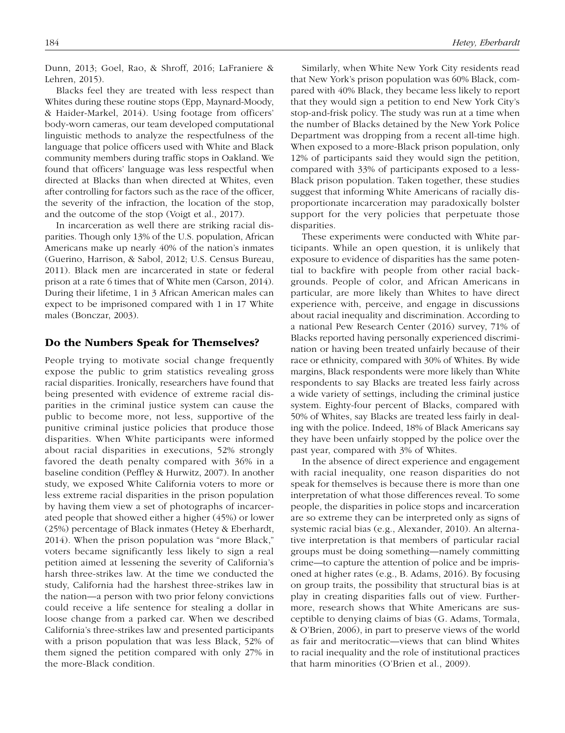Dunn, 2013; Goel, Rao, & Shroff, 2016; LaFraniere & Lehren, 2015).

Blacks feel they are treated with less respect than Whites during these routine stops (Epp, Maynard-Moody, & Haider-Markel, 2014). Using footage from officers' body-worn cameras, our team developed computational linguistic methods to analyze the respectfulness of the language that police officers used with White and Black community members during traffic stops in Oakland. We found that officers' language was less respectful when directed at Blacks than when directed at Whites, even after controlling for factors such as the race of the officer, the severity of the infraction, the location of the stop, and the outcome of the stop (Voigt et al., 2017).

In incarceration as well there are striking racial disparities. Though only 13% of the U.S. population, African Americans make up nearly 40% of the nation's inmates (Guerino, Harrison, & Sabol, 2012; U.S. Census Bureau, 2011). Black men are incarcerated in state or federal prison at a rate 6 times that of White men (Carson, 2014). During their lifetime, 1 in 3 African American males can expect to be imprisoned compared with 1 in 17 White males (Bonczar, 2003).

## Do the Numbers Speak for Themselves?

People trying to motivate social change frequently expose the public to grim statistics revealing gross racial disparities. Ironically, researchers have found that being presented with evidence of extreme racial disparities in the criminal justice system can cause the public to become more, not less, supportive of the punitive criminal justice policies that produce those disparities. When White participants were informed about racial disparities in executions, 52% strongly favored the death penalty compared with 36% in a baseline condition (Peffley & Hurwitz, 2007). In another study, we exposed White California voters to more or less extreme racial disparities in the prison population by having them view a set of photographs of incarcerated people that showed either a higher (45%) or lower (25%) percentage of Black inmates (Hetey & Eberhardt, 2014). When the prison population was "more Black," voters became significantly less likely to sign a real petition aimed at lessening the severity of California's harsh three-strikes law. At the time we conducted the study, California had the harshest three-strikes law in the nation—a person with two prior felony convictions could receive a life sentence for stealing a dollar in loose change from a parked car. When we described California's three-strikes law and presented participants with a prison population that was less Black, 52% of them signed the petition compared with only 27% in the more-Black condition.

Similarly, when White New York City residents read that New York's prison population was 60% Black, compared with 40% Black, they became less likely to report that they would sign a petition to end New York City's stop-and-frisk policy. The study was run at a time when the number of Blacks detained by the New York Police Department was dropping from a recent all-time high. When exposed to a more-Black prison population, only 12% of participants said they would sign the petition, compared with 33% of participants exposed to a less-Black prison population. Taken together, these studies suggest that informing White Americans of racially disproportionate incarceration may paradoxically bolster support for the very policies that perpetuate those disparities.

These experiments were conducted with White participants. While an open question, it is unlikely that exposure to evidence of disparities has the same potential to backfire with people from other racial backgrounds. People of color, and African Americans in particular, are more likely than Whites to have direct experience with, perceive, and engage in discussions about racial inequality and discrimination. According to a national Pew Research Center (2016) survey, 71% of Blacks reported having personally experienced discrimination or having been treated unfairly because of their race or ethnicity, compared with 30% of Whites. By wide margins, Black respondents were more likely than White respondents to say Blacks are treated less fairly across a wide variety of settings, including the criminal justice system. Eighty-four percent of Blacks, compared with 50% of Whites, say Blacks are treated less fairly in dealing with the police. Indeed, 18% of Black Americans say they have been unfairly stopped by the police over the past year, compared with 3% of Whites.

In the absence of direct experience and engagement with racial inequality, one reason disparities do not speak for themselves is because there is more than one interpretation of what those differences reveal. To some people, the disparities in police stops and incarceration are so extreme they can be interpreted only as signs of systemic racial bias (e.g., Alexander, 2010). An alternative interpretation is that members of particular racial groups must be doing something—namely committing crime—to capture the attention of police and be imprisoned at higher rates (e.g., B. Adams, 2016). By focusing on group traits, the possibility that structural bias is at play in creating disparities falls out of view. Furthermore, research shows that White Americans are susceptible to denying claims of bias (G. Adams, Tormala, & O'Brien, 2006), in part to preserve views of the world as fair and meritocratic—views that can blind Whites to racial inequality and the role of institutional practices that harm minorities (O'Brien et al., 2009).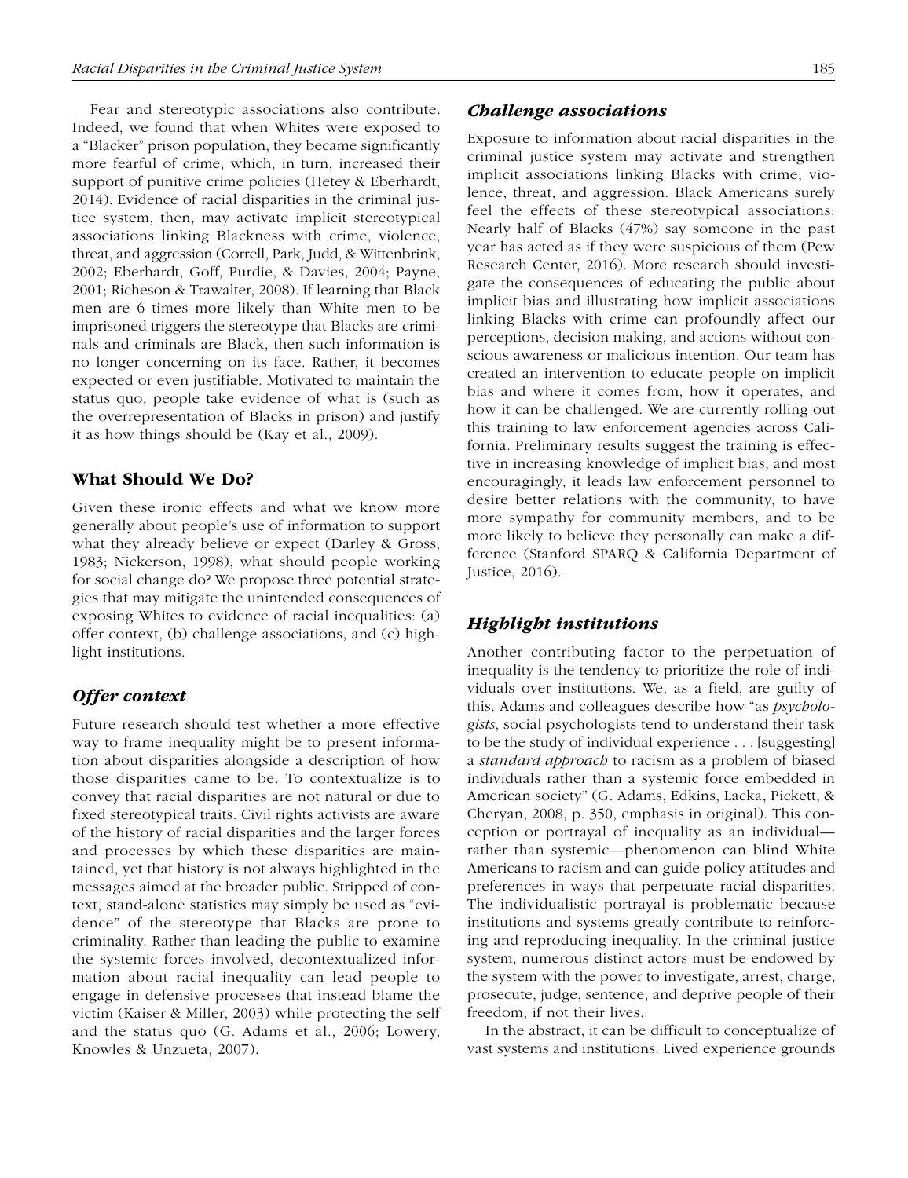Fear and stereotypic associations also contribute. Indeed, we found that when Whites were exposed to a "Blacker" prison population, they became significantly more fearful of crime, which, in turn, increased their support of punitive crime policies (Hetey & Eberhardt, 2014). Evidence of racial disparities in the criminal justice system, then, may activate implicit stereotypical associations linking Blackness with crime, violence, threat, and aggression (Correll, Park, Judd, & Wittenbrink, 2002; Eberhardt, Goff, Purdie, & Davies, 2004; Payne, 2001; Richeson & Trawalter, 2008). If learning that Black men are 6 times more likely than White men to be imprisoned triggers the stereotype that Blacks are criminals and criminals are Black, then such information is no longer concerning on its face. Rather, it becomes expected or even justifiable. Motivated to maintain the status quo, people take evidence of what is (such as the overrepresentation of Blacks in prison) and justify it as how things should be (Kay et al., 2009).

## What Should We Do?

Given these ironic effects and what we know more generally about people's use of information to support what they already believe or expect (Darley & Gross, 1983; Nickerson, 1998), what should people working for social change do? We propose three potential strategies that may mitigate the unintended consequences of exposing Whites to evidence of racial inequalities: (a) offer context, (b) challenge associations, and (c) highlight institutions.

### *Offer context*

Future research should test whether a more effective way to frame inequality might be to present information about disparities alongside a description of how those disparities came to be. To contextualize is to convey that racial disparities are not natural or due to fixed stereotypical traits. Civil rights activists are aware of the history of racial disparities and the larger forces and processes by which these disparities are maintained, yet that history is not always highlighted in the messages aimed at the broader public. Stripped of context, stand-alone statistics may simply be used as "evidence" of the stereotype that Blacks are prone to criminality. Rather than leading the public to examine the systemic forces involved, decontextualized information about racial inequality can lead people to engage in defensive processes that instead blame the victim (Kaiser & Miller, 2003) while protecting the self and the status quo (G. Adams et al., 2006; Lowery, Knowles & Unzueta, 2007).

### *Challenge associations*

Exposure to information about racial disparities in the criminal justice system may activate and strengthen implicit associations linking Blacks with crime, violence, threat, and aggression. Black Americans surely feel the effects of these stereotypical associations: Nearly half of Blacks (47%) say someone in the past year has acted as if they were suspicious of them (Pew Research Center, 2016). More research should investigate the consequences of educating the public about implicit bias and illustrating how implicit associations linking Blacks with crime can profoundly affect our perceptions, decision making, and actions without conscious awareness or malicious intention. Our team has created an intervention to educate people on implicit bias and where it comes from, how it operates, and how it can be challenged. We are currently rolling out this training to law enforcement agencies across California. Preliminary results suggest the training is effective in increasing knowledge of implicit bias, and most encouragingly, it leads law enforcement personnel to desire better relations with the community, to have more sympathy for community members, and to be more likely to believe they personally can make a difference (Stanford SPARQ & California Department of Justice, 2016).

### *Highlight institutions*

Another contributing factor to the perpetuation of inequality is the tendency to prioritize the role of individuals over institutions. We, as a field, are guilty of this. Adams and colleagues describe how "as *psychologists*, social psychologists tend to understand their task to be the study of individual experience . . . [suggesting] a *standard approach* to racism as a problem of biased individuals rather than a systemic force embedded in American society" (G. Adams, Edkins, Lacka, Pickett, & Cheryan, 2008, p. 350, emphasis in original). This conception or portrayal of inequality as an individual—rather than systemic—phenomenon can blind White Americans to racism and can guide policy attitudes and preferences in ways that perpetuate racial disparities. The individualistic portrayal is problematic because institutions and systems greatly contribute to reinforcing and reproducing inequality. In the criminal justice system, numerous distinct actors must be endowed by the system with the power to investigate, arrest, charge, prosecute, judge, sentence, and deprive people of their freedom, if not their lives.

In the abstract, it can be difficult to conceptualize of vast systems and institutions. Lived experience grounds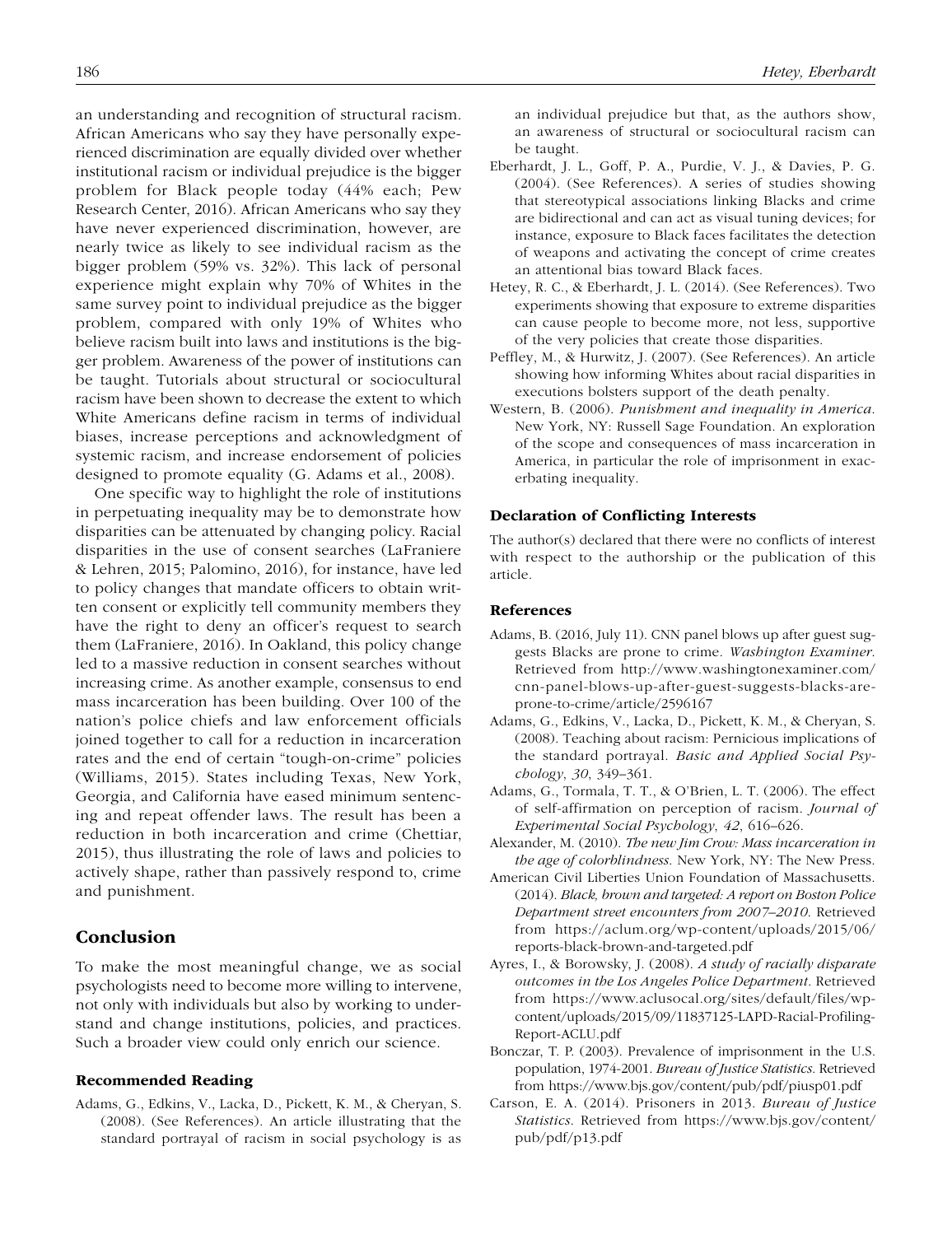an understanding and recognition of structural racism. African Americans who say they have personally experienced discrimination are equally divided over whether institutional racism or individual prejudice is the bigger problem for Black people today (44% each; Pew Research Center, 2016). African Americans who say they have never experienced discrimination, however, are nearly twice as likely to see individual racism as the bigger problem (59% vs. 32%). This lack of personal experience might explain why 70% of Whites in the same survey point to individual prejudice as the bigger problem, compared with only 19% of Whites who believe racism built into laws and institutions is the bigger problem. Awareness of the power of institutions can be taught. Tutorials about structural or sociocultural racism have been shown to decrease the extent to which White Americans define racism in terms of individual biases, increase perceptions and acknowledgment of systemic racism, and increase endorsement of policies designed to promote equality (G. Adams et al., 2008).

One specific way to highlight the role of institutions in perpetuating inequality may be to demonstrate how disparities can be attenuated by changing policy. Racial disparities in the use of consent searches (LaFraniere & Lehren, 2015; Palomino, 2016), for instance, have led to policy changes that mandate officers to obtain written consent or explicitly tell community members they have the right to deny an officer's request to search them (LaFraniere, 2016). In Oakland, this policy change led to a massive reduction in consent searches without increasing crime. As another example, consensus to end mass incarceration has been building. Over 100 of the nation's police chiefs and law enforcement officials joined together to call for a reduction in incarceration rates and the end of certain "tough-on-crime" policies (Williams, 2015). States including Texas, New York, Georgia, and California have eased minimum sentencing and repeat offender laws. The result has been a reduction in both incarceration and crime (Chettiar, 2015), thus illustrating the role of laws and policies to actively shape, rather than passively respond to, crime and punishment.

## Conclusion

To make the most meaningful change, we as social psychologists need to become more willing to intervene, not only with individuals but also by working to understand and change institutions, policies, and practices. Such a broader view could only enrich our science.

### Recommended Reading

Adams, G., Edkins, V., Lacka, D., Pickett, K. M., & Cheryan, S. (2008). (See References). An article illustrating that the standard portrayal of racism in social psychology is as an individual prejudice but that, as the authors show, an awareness of structural or sociocultural racism can be taught.

Eberhardt, J. L., Goff, P. A., Purdie, V. J., & Davies, P. G. (2004). (See References). A series of studies showing that stereotypical associations linking Blacks and crime are bidirectional and can act as visual tuning devices; for instance, exposure to Black faces facilitates the detection of weapons and activating the concept of crime creates an attentional bias toward Black faces.

Hetey, R. C., & Eberhardt, J. L. (2014). (See References). Two experiments showing that exposure to extreme disparities can cause people to become more, not less, supportive of the very policies that create those disparities.

Peffley, M., & Hurwitz, J. (2007). (See References). An article showing how informing Whites about racial disparities in executions bolsters support of the death penalty.

Western, B. (2006). *Punishment and inequality in America*. New York, NY: Russell Sage Foundation. An exploration of the scope and consequences of mass incarceration in America, in particular the role of imprisonment in exacerbating inequality.

### Declaration of Conflicting Interests

The author(s) declared that there were no conflicts of interest with respect to the authorship or the publication of this article.

### References

Adams, B. (2016, July 11). CNN panel blows up after guest suggests Blacks are prone to crime. *Washington Examiner*. Retrieved from http://www.washingtonexaminer.com/cnn-panel-blows-up-after-guest-suggests-blacks-are-prone-to-crime/article/2596167

Adams, G., Edkins, V., Lacka, D., Pickett, K. M., & Cheryan, S. (2008). Teaching about racism: Pernicious implications of the standard portrayal. *Basic and Applied Social Psychology*, *30*, 349–361.

Adams, G., Tormala, T. T., & O'Brien, L. T. (2006). The effect of self-affirmation on perception of racism. *Journal of Experimental Social Psychology*, *42*, 616–626.

Alexander, M. (2010). *The new Jim Crow: Mass incarceration in the age of colorblindness*. New York, NY: The New Press.

American Civil Liberties Union Foundation of Massachusetts. (2014). *Black, brown and targeted: A report on Boston Police Department street encounters from 2007–2010*. Retrieved from https://aclum.org/wp-content/uploads/2015/06/reports-black-brown-and-targeted.pdf

Ayres, I., & Borowsky, J. (2008). *A study of racially disparate outcomes in the Los Angeles Police Department*. Retrieved from https://www.aclusocal.org/sites/default/files/wp-content/uploads/2015/09/11837125-LAPD-Racial-Profiling-Report-ACLU.pdf

Bonczar, T. P. (2003). Prevalence of imprisonment in the U.S. population, 1974-2001. *Bureau of Justice Statistics*. Retrieved from https://www.bjs.gov/content/pub/pdf/piusp01.pdf

Carson, E. A. (2014). Prisoners in 2013. *Bureau of Justice Statistics*. Retrieved from https://www.bjs.gov/content/pub/pdf/p13.pdf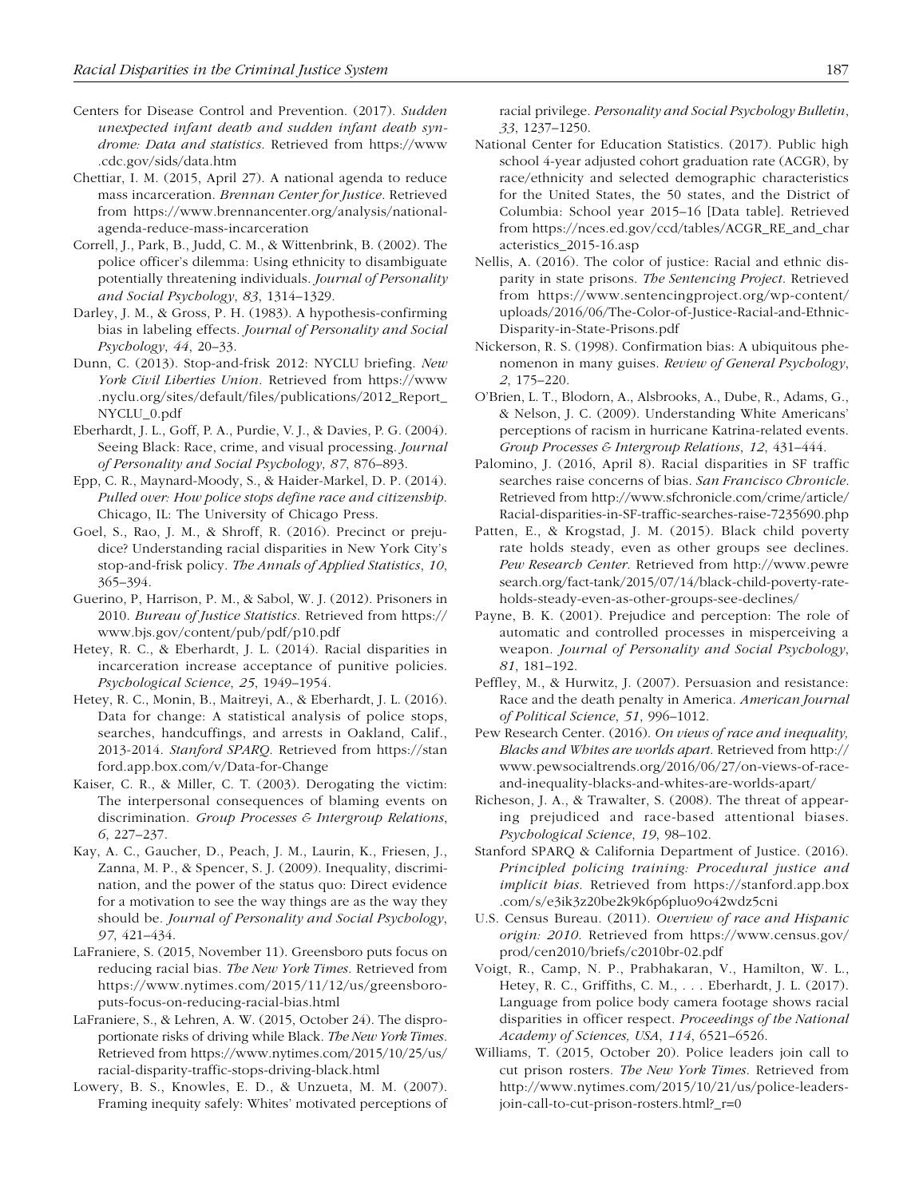Centers for Disease Control and Prevention. (2017). *Sudden unexpected infant death and sudden infant death syndrome: Data and statistics*. Retrieved from https://www.cdc.gov/sids/data.htm

Chettiar, I. M. (2015, April 27). A national agenda to reduce mass incarceration. *Brennan Center for Justice*. Retrieved from https://www.brennancenter.org/analysis/national-agenda-reduce-mass-incarceration

Correll, J., Park, B., Judd, C. M., & Wittenbrink, B. (2002). The police officer's dilemma: Using ethnicity to disambiguate potentially threatening individuals. *Journal of Personality and Social Psychology*, *83*, 1314–1329.

Darley, J. M., & Gross, P. H. (1983). A hypothesis-confirming bias in labeling effects. *Journal of Personality and Social Psychology*, *44*, 20–33.

Dunn, C. (2013). Stop-and-frisk 2012: NYCLU briefing. *New York Civil Liberties Union*. Retrieved from https://www.nyclu.org/sites/default/files/publications/2012_Report_NYCLU_0.pdf

Eberhardt, J. L., Goff, P. A., Purdie, V. J., & Davies, P. G. (2004). Seeing Black: Race, crime, and visual processing. *Journal of Personality and Social Psychology*, *87*, 876–893.

Epp, C. R., Maynard-Moody, S., & Haider-Markel, D. P. (2014). *Pulled over: How police stops define race and citizenship*. Chicago, IL: The University of Chicago Press.

Goel, S., Rao, J. M., & Shroff, R. (2016). Precinct or prejudice? Understanding racial disparities in New York City's stop-and-frisk policy. *The Annals of Applied Statistics*, *10*, 365–394.

Guerino, P, Harrison, P. M., & Sabol, W. J. (2012). Prisoners in 2010. *Bureau of Justice Statistics*. Retrieved from https://www.bjs.gov/content/pub/pdf/p10.pdf

Hetey, R. C., & Eberhardt, J. L. (2014). Racial disparities in incarceration increase acceptance of punitive policies. *Psychological Science*, *25*, 1949–1954.

Hetey, R. C., Monin, B., Maitreyi, A., & Eberhardt, J. L. (2016). Data for change: A statistical analysis of police stops, searches, handcuffings, and arrests in Oakland, Calif., 2013-2014. *Stanford SPARQ*. Retrieved from https://stanford.app.box.com/v/Data-for-Change

Kaiser, C. R., & Miller, C. T. (2003). Derogating the victim: The interpersonal consequences of blaming events on discrimination. *Group Processes & Intergroup Relations*, *6*, 227–237.

Kay, A. C., Gaucher, D., Peach, J. M., Laurin, K., Friesen, J., Zanna, M. P., & Spencer, S. J. (2009). Inequality, discrimination, and the power of the status quo: Direct evidence for a motivation to see the way things are as the way they should be. *Journal of Personality and Social Psychology*, *97*, 421–434.

LaFraniere, S. (2015, November 11). Greensboro puts focus on reducing racial bias. *The New York Times*. Retrieved from https://www.nytimes.com/2015/11/12/us/greensboro-puts-focus-on-reducing-racial-bias.html

LaFraniere, S., & Lehren, A. W. (2015, October 24). The disproportionate risks of driving while Black. *The New York Times*. Retrieved from https://www.nytimes.com/2015/10/25/us/racial-disparity-traffic-stops-driving-black.html

Lowery, B. S., Knowles, E. D., & Unzueta, M. M. (2007). Framing inequity safely: Whites' motivated perceptions of racial privilege. *Personality and Social Psychology Bulletin*, *33*, 1237–1250.

National Center for Education Statistics. (2017). Public high school 4-year adjusted cohort graduation rate (ACGR), by race/ethnicity and selected demographic characteristics for the United States, the 50 states, and the District of Columbia: School year 2015–16 [Data table]. Retrieved from https://nces.ed.gov/ccd/tables/ACGR_RE_and_characteristics_2015-16.asp

Nellis, A. (2016). The color of justice: Racial and ethnic disparity in state prisons. *The Sentencing Project*. Retrieved from https://www.sentencingproject.org/wp-content/uploads/2016/06/The-Color-of-Justice-Racial-and-Ethnic-Disparity-in-State-Prisons.pdf

Nickerson, R. S. (1998). Confirmation bias: A ubiquitous phenomenon in many guises. *Review of General Psychology*, *2*, 175–220.

O'Brien, L. T., Blodorn, A., Alsbrooks, A., Dube, R., Adams, G., & Nelson, J. C. (2009). Understanding White Americans' perceptions of racism in hurricane Katrina-related events. *Group Processes & Intergroup Relations*, *12*, 431–444.

Palomino, J. (2016, April 8). Racial disparities in SF traffic searches raise concerns of bias. *San Francisco Chronicle*. Retrieved from http://www.sfchronicle.com/crime/article/Racial-disparities-in-SF-traffic-searches-raise-7235690.php

Patten, E., & Krogstad, J. M. (2015). Black child poverty rate holds steady, even as other groups see declines. *Pew Research Center*. Retrieved from http://www.pewresearch.org/fact-tank/2015/07/14/black-child-poverty-rate-holds-steady-even-as-other-groups-see-declines/

Payne, B. K. (2001). Prejudice and perception: The role of automatic and controlled processes in misperceiving a weapon. *Journal of Personality and Social Psychology*, *81*, 181–192.

Peffley, M., & Hurwitz, J. (2007). Persuasion and resistance: Race and the death penalty in America. *American Journal of Political Science*, *51*, 996–1012.

Pew Research Center. (2016). *On views of race and inequality, Blacks and Whites are worlds apart*. Retrieved from http://www.pewsocialtrends.org/2016/06/27/on-views-of-race-and-inequality-blacks-and-whites-are-worlds-apart/

Richeson, J. A., & Trawalter, S. (2008). The threat of appearing prejudiced and race-based attentional biases. *Psychological Science*, *19*, 98–102.

Stanford SPARQ & California Department of Justice. (2016). *Principled policing training: Procedural justice and implicit bias*. Retrieved from https://stanford.app.box.com/s/e3ik3z20be2k9k6p6pluo9o42wdz5cni

U.S. Census Bureau. (2011). *Overview of race and Hispanic origin: 2010*. Retrieved from https://www.census.gov/prod/cen2010/briefs/c2010br-02.pdf

Voigt, R., Camp, N. P., Prabhakaran, V., Hamilton, W. L., Hetey, R. C., Griffiths, C. M., . . . Eberhardt, J. L. (2017). Language from police body camera footage shows racial disparities in officer respect. *Proceedings of the National Academy of Sciences, USA*, *114*, 6521–6526.

Williams, T. (2015, October 20). Police leaders join call to cut prison rosters. *The New York Times*. Retrieved from http://www.nytimes.com/2015/10/21/us/police-leaders-join-call-to-cut-prison-rosters.html?_r=0